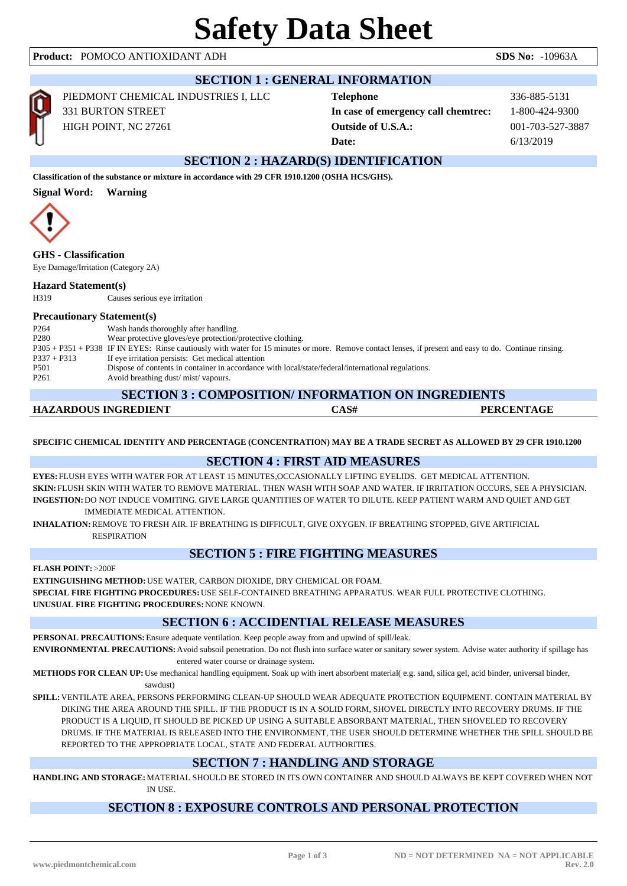# Safety Data Sheet

**Product:** POMOCO ANTIOXIDANT ADH **SDS No:** -10963A

## SECTION 1 : GENERAL INFORMATION

PIEDMONT CHEMICAL INDUSTRIES I, LLC
331 BURTON STREET
HIGH POINT, NC 27261

| | |
|---|---|
| **Telephone** | 336-885-5131 |
| **In case of emergency call chemtrec:** | 1-800-424-9300 |
| **Outside of U.S.A.:** | 001-703-527-3887 |
| **Date:** | 6/13/2019 |

## SECTION 2 : HAZARD(S) IDENTIFICATION

**Classification of the substance or mixture in accordance with 29 CFR 1910.1200 (OSHA HCS/GHS).**

**Signal Word:** **Warning**

### GHS - Classification

Eye Damage/Irritation (Category 2A)

### Hazard Statement(s)

| | |
|---|---|
| H319 | Causes serious eye irritation |

### Precautionary Statement(s)

| | |
|---|---|
| P264 | Wash hands thoroughly after handling. |
| P280 | Wear protective gloves/eye protection/protective clothing. |
| P305 + P351 + P338 | IF IN EYES: Rinse cautiously with water for 15 minutes or more. Remove contact lenses, if present and easy to do. Continue rinsing. |
| P337 + P313 | If eye irritation persists: Get medical attention |
| P501 | Dispose of contents in container in accordance with local/state/federal/international regulations. |
| P261 | Avoid breathing dust/ mist/ vapours. |

## SECTION 3 : COMPOSITION/ INFORMATION ON INGREDIENTS

| HAZARDOUS INGREDIENT | CAS# | PERCENTAGE |
|---|---|---|

**SPECIFIC CHEMICAL IDENTITY AND PERCENTAGE (CONCENTRATION) MAY BE A TRADE SECRET AS ALLOWED BY 29 CFR 1910.1200**

## SECTION 4 : FIRST AID MEASURES

**EYES:** FLUSH EYES WITH WATER FOR AT LEAST 15 MINUTES,OCCASIONALLY LIFTING EYELIDS. GET MEDICAL ATTENTION.

**SKIN:** FLUSH SKIN WITH WATER TO REMOVE MATERIAL. THEN WASH WITH SOAP AND WATER. IF IRRITATION OCCURS, SEE A PHYSICIAN.

**INGESTION:** DO NOT INDUCE VOMITING. GIVE LARGE QUANTITIES OF WATER TO DILUTE. KEEP PATIENT WARM AND QUIET AND GET IMMEDIATE MEDICAL ATTENTION.

**INHALATION:** REMOVE TO FRESH AIR. IF BREATHING IS DIFFICULT, GIVE OXYGEN. IF BREATHING STOPPED, GIVE ARTIFICIAL RESPIRATION

## SECTION 5 : FIRE FIGHTING MEASURES

**FLASH POINT:** >200F

**EXTINGUISHING METHOD:** USE WATER, CARBON DIOXIDE, DRY CHEMICAL OR FOAM.

**SPECIAL FIRE FIGHTING PROCEDURES:** USE SELF-CONTAINED BREATHING APPARATUS. WEAR FULL PROTECTIVE CLOTHING.

**UNUSUAL FIRE FIGHTING PROCEDURES:** NONE KNOWN.

## SECTION 6 : ACCIDENTIAL RELEASE MEASURES

**PERSONAL PRECAUTIONS:** Ensure adequate ventilation. Keep people away from and upwind of spill/leak.

**ENVIRONMENTAL PRECAUTIONS:** Avoid subsoil penetration. Do not flush into surface water or sanitary sewer system. Advise water authority if spillage has entered water course or drainage system.

**METHODS FOR CLEAN UP:** Use mechanical handling equipment. Soak up with inert absorbent material( e.g. sand, silica gel, acid binder, universal binder, sawdust)

**SPILL:** VENTILATE AREA, PERSONS PERFORMING CLEAN-UP SHOULD WEAR ADEQUATE PROTECTION EQUIPMENT. CONTAIN MATERIAL BY DIKING THE AREA AROUND THE SPILL. IF THE PRODUCT IS IN A SOLID FORM, SHOVEL DIRECTLY INTO RECOVERY DRUMS. IF THE PRODUCT IS A LIQUID, IT SHOULD BE PICKED UP USING A SUITABLE ABSORBANT MATERIAL, THEN SHOVELED TO RECOVERY DRUMS. IF THE MATERIAL IS RELEASED INTO THE ENVIRONMENT, THE USER SHOULD DETERMINE WHETHER THE SPILL SHOULD BE REPORTED TO THE APPROPRIATE LOCAL, STATE AND FEDERAL AUTHORITIES.

## SECTION 7 : HANDLING AND STORAGE

**HANDLING AND STORAGE:** MATERIAL SHOULD BE STORED IN ITS OWN CONTAINER AND SHOULD ALWAYS BE KEPT COVERED WHEN NOT IN USE.

## SECTION 8 : EXPOSURE CONTROLS AND PERSONAL PROTECTION

ND = NOT DETERMINED NA = NOT APPLICABLE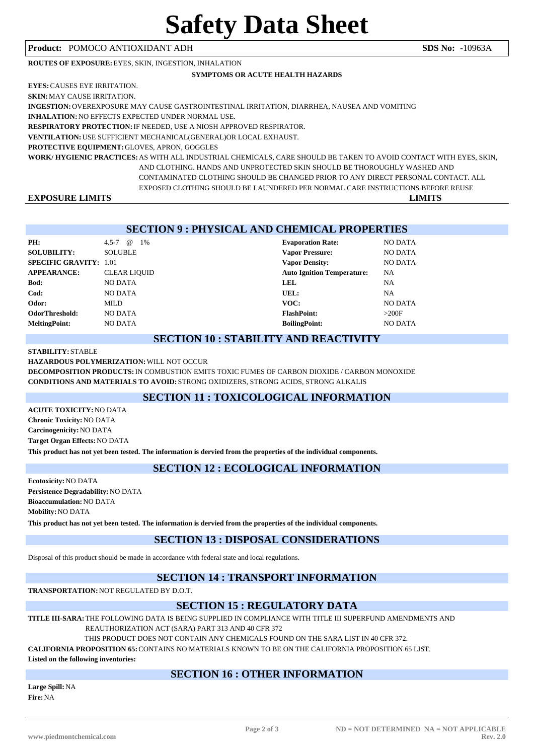# Safety Data Sheet

**Product:** POMOCO ANTIOXIDANT ADH **SDS No:** -10963A

**ROUTES OF EXPOSURE:** EYES, SKIN, INGESTION, INHALATION

**SYMPTOMS OR ACUTE HEALTH HAZARDS**

**EYES:** CAUSES EYE IRRITATION.

**SKIN:** MAY CAUSE IRRITATION.

**INGESTION:** OVEREXPOSURE MAY CAUSE GASTROINTESTINAL IRRITATION, DIARRHEA, NAUSEA AND VOMITING

**INHALATION:** NO EFFECTS EXPECTED UNDER NORMAL USE.

**RESPIRATORY PROTECTION:** IF NEEDED, USE A NIOSH APPROVED RESPIRATOR.

**VENTILATION:** USE SUFFICIENT MECHANICAL(GENERAL)OR LOCAL EXHAUST.

**PROTECTIVE EQUIPMENT:** GLOVES, APRON, GOGGLES

**WORK/ HYGIENIC PRACTICES:** AS WITH ALL INDUSTRIAL CHEMICALS, CARE SHOULD BE TAKEN TO AVOID CONTACT WITH EYES, SKIN, AND CLOTHING. HANDS AND UNPROTECTED SKIN SHOULD BE THOROUGHLY WASHED AND CONTAMINATED CLOTHING SHOULD BE CHANGED PRIOR TO ANY DIRECT PERSONAL CONTACT. ALL EXPOSED CLOTHING SHOULD BE LAUNDERED PER NORMAL CARE INSTRUCTIONS BEFORE REUSE

| EXPOSURE LIMITS | LIMITS |
|---|---|

## SECTION 9 : PHYSICAL AND CHEMICAL PROPERTIES

| | | | |
|---|---|---|---|
| **PH:** | 4.5-7 @ 1% | **Evaporation Rate:** | NO DATA |
| **SOLUBILITY:** | SOLUBLE | **Vapor Pressure:** | NO DATA |
| **SPECIFIC GRAVITY:** | 1.01 | **Vapor Density:** | NO DATA |
| **APPEARANCE:** | CLEAR LIQUID | **Auto Ignition Temperature:** | NA |
| **Bod:** | NO DATA | **LEL** | NA |
| **Cod:** | NO DATA | **UEL:** | NA |
| **Odor:** | MILD | **VOC:** | NO DATA |
| **OdorThreshold:** | NO DATA | **FlashPoint:** | >200F |
| **MeltingPoint:** | NO DATA | **BoilingPoint:** | NO DATA |

## SECTION 10 : STABILITY AND REACTIVITY

**STABILITY:** STABLE

**HAZARDOUS POLYMERIZATION:** WILL NOT OCCUR

**DECOMPOSITION PRODUCTS:** IN COMBUSTION EMITS TOXIC FUMES OF CARBON DIOXIDE / CARBON MONOXIDE

**CONDITIONS AND MATERIALS TO AVOID:** STRONG OXIDIZERS, STRONG ACIDS, STRONG ALKALIS

## SECTION 11 : TOXICOLOGICAL INFORMATION

**ACUTE TOXICITY:** NO DATA

**Chronic Toxicity:** NO DATA

**Carcinogenicity:** NO DATA

**Target Organ Effects:** NO DATA

**This product has not yet been tested. The information is dervied from the properties of the individual components.**

## SECTION 12 : ECOLOGICAL INFORMATION

**Ecotoxicity:** NO DATA

**Persistence Degradability:** NO DATA

**Bioaccumulation:** NO DATA

**Mobility:** NO DATA

**This product has not yet been tested. The information is dervied from the properties of the individual components.**

## SECTION 13 : DISPOSAL CONSIDERATIONS

Disposal of this product should be made in accordance with federal state and local regulations.

## SECTION 14 : TRANSPORT INFORMATION

**TRANSPORTATION:** NOT REGULATED BY D.O.T.

## SECTION 15 : REGULATORY DATA

**TITLE III-SARA:** THE FOLLOWING DATA IS BEING SUPPLIED IN COMPLIANCE WITH TITLE III SUPERFUND AMENDMENTS AND REAUTHORIZATION ACT (SARA) PART 313 AND 40 CFR 372

THIS PRODUCT DOES NOT CONTAIN ANY CHEMICALS FOUND ON THE SARA LIST IN 40 CFR 372.

**CALIFORNIA PROPOSITION 65:** CONTAINS NO MATERIALS KNOWN TO BE ON THE CALIFORNIA PROPOSITION 65 LIST.

**Listed on the following inventories:**

## SECTION 16 : OTHER INFORMATION

**Large Spill:** NA

**Fire:** NA

ND = NOT DETERMINED NA = NOT APPLICABLE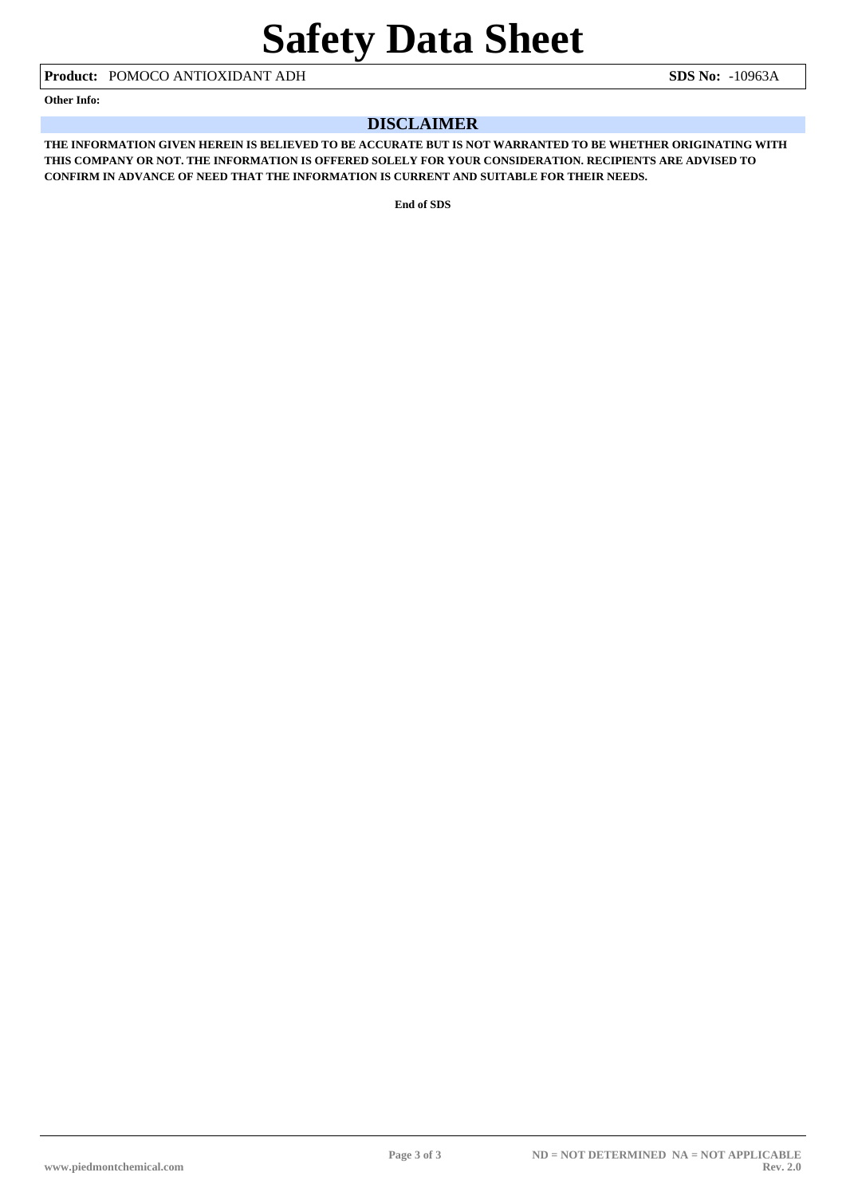# Safety Data Sheet

**Product:** POMOCO ANTIOXIDANT ADH **SDS No:** -10963A

**Other Info:**

## DISCLAIMER

**THE INFORMATION GIVEN HEREIN IS BELIEVED TO BE ACCURATE BUT IS NOT WARRANTED TO BE WHETHER ORIGINATING WITH THIS COMPANY OR NOT. THE INFORMATION IS OFFERED SOLELY FOR YOUR CONSIDERATION. RECIPIENTS ARE ADVISED TO CONFIRM IN ADVANCE OF NEED THAT THE INFORMATION IS CURRENT AND SUITABLE FOR THEIR NEEDS.**

**End of SDS**

ND = NOT DETERMINED NA = NOT APPLICABLE